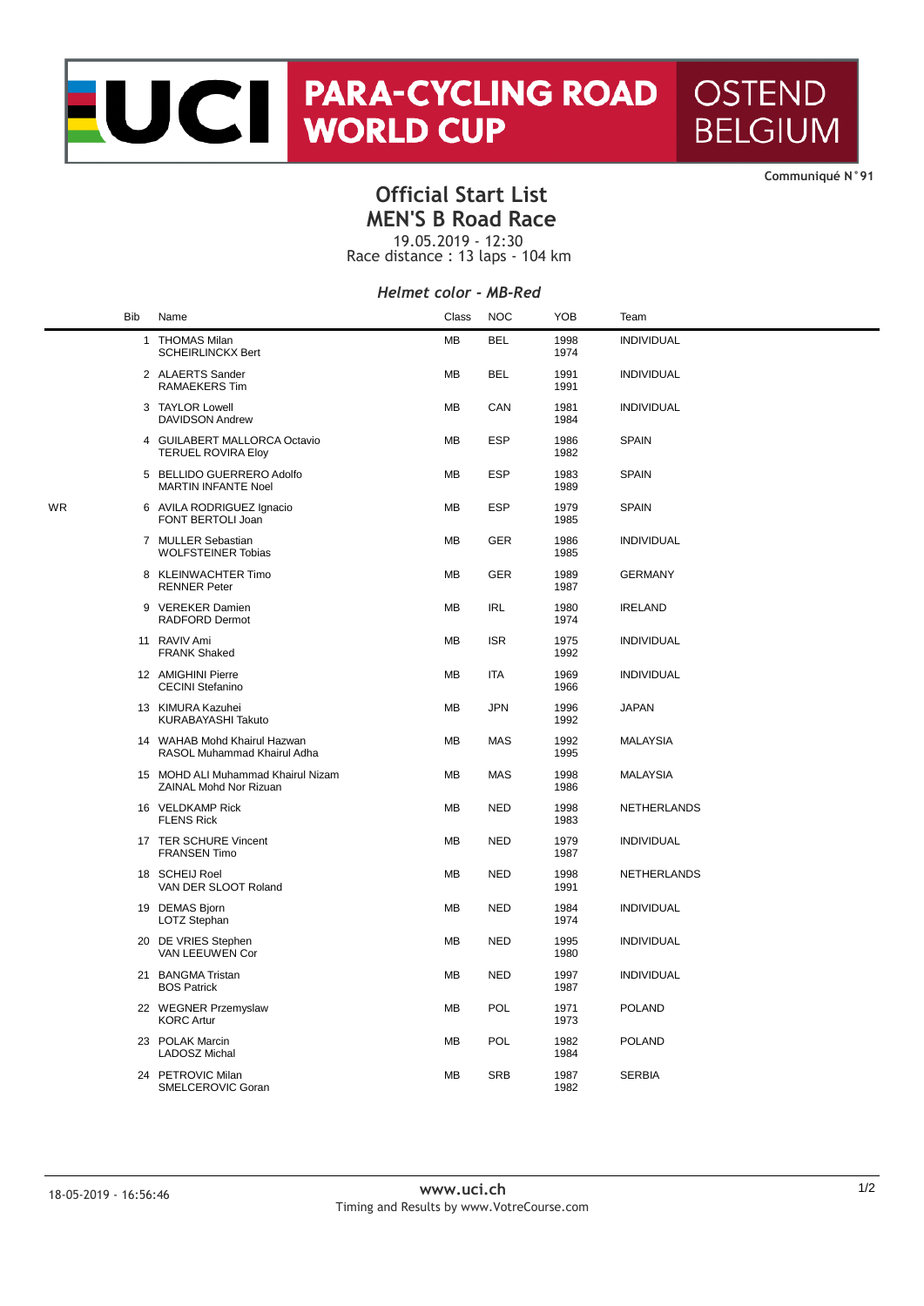UCI PARA-CYCLING ROAD WORLD CUP OSTEND BELGIUM

Communiqué N°91

# Official Start List
## MEN'S B Road Race

19.05.2019 - 12:30
Race distance : 13 laps - 104 km

***Helmet color - MB-Red***

| | Bib | Name | Class | NOC | YOB | Team |
|---|---|---|---|---|---|---|
| | 1 | THOMAS Milan<br>SCHEIRLINCKX Bert | MB | BEL | 1998<br>1974 | INDIVIDUAL |
| | 2 | ALAERTS Sander<br>RAMAEKERS Tim | MB | BEL | 1991<br>1991 | INDIVIDUAL |
| | 3 | TAYLOR Lowell<br>DAVIDSON Andrew | MB | CAN | 1981<br>1984 | INDIVIDUAL |
| | 4 | GUILABERT MALLORCA Octavio<br>TERUEL ROVIRA Eloy | MB | ESP | 1986<br>1982 | SPAIN |
| | 5 | BELLIDO GUERRERO Adolfo<br>MARTIN INFANTE Noel | MB | ESP | 1983<br>1989 | SPAIN |
| WR | 6 | AVILA RODRIGUEZ Ignacio<br>FONT BERTOLI Joan | MB | ESP | 1979<br>1985 | SPAIN |
| | 7 | MULLER Sebastian<br>WOLFSTEINER Tobias | MB | GER | 1986<br>1985 | INDIVIDUAL |
| | 8 | KLEINWACHTER Timo<br>RENNER Peter | MB | GER | 1989<br>1987 | GERMANY |
| | 9 | VEREKER Damien<br>RADFORD Dermot | MB | IRL | 1980<br>1974 | IRELAND |
| | 11 | RAVIV Ami<br>FRANK Shaked | MB | ISR | 1975<br>1992 | INDIVIDUAL |
| | 12 | AMIGHINI Pierre<br>CECINI Stefanino | MB | ITA | 1969<br>1966 | INDIVIDUAL |
| | 13 | KIMURA Kazuhei<br>KURABAYASHI Takuto | MB | JPN | 1996<br>1992 | JAPAN |
| | 14 | WAHAB Mohd Khairul Hazwan<br>RASOL Muhammad Khairul Adha | MB | MAS | 1992<br>1995 | MALAYSIA |
| | 15 | MOHD ALI Muhammad Khairul Nizam<br>ZAINAL Mohd Nor Rizuan | MB | MAS | 1998<br>1986 | MALAYSIA |
| | 16 | VELDKAMP Rick<br>FLENS Rick | MB | NED | 1998<br>1983 | NETHERLANDS |
| | 17 | TER SCHURE Vincent<br>FRANSEN Timo | MB | NED | 1979<br>1987 | INDIVIDUAL |
| | 18 | SCHEIJ Roel<br>VAN DER SLOOT Roland | MB | NED | 1998<br>1991 | NETHERLANDS |
| | 19 | DEMAS Bjorn<br>LOTZ Stephan | MB | NED | 1984<br>1974 | INDIVIDUAL |
| | 20 | DE VRIES Stephen<br>VAN LEEUWEN Cor | MB | NED | 1995<br>1980 | INDIVIDUAL |
| | 21 | BANGMA Tristan<br>BOS Patrick | MB | NED | 1997<br>1987 | INDIVIDUAL |
| | 22 | WEGNER Przemyslaw<br>KORC Artur | MB | POL | 1971<br>1973 | POLAND |
| | 23 | POLAK Marcin<br>LADOSZ Michal | MB | POL | 1982<br>1984 | POLAND |
| | 24 | PETROVIC Milan<br>SMELCEROVIC Goran | MB | SRB | 1987<br>1982 | SERBIA |

18-05-2019 - 16:56:46

www.uci.ch
Timing and Results by www.VotreCourse.com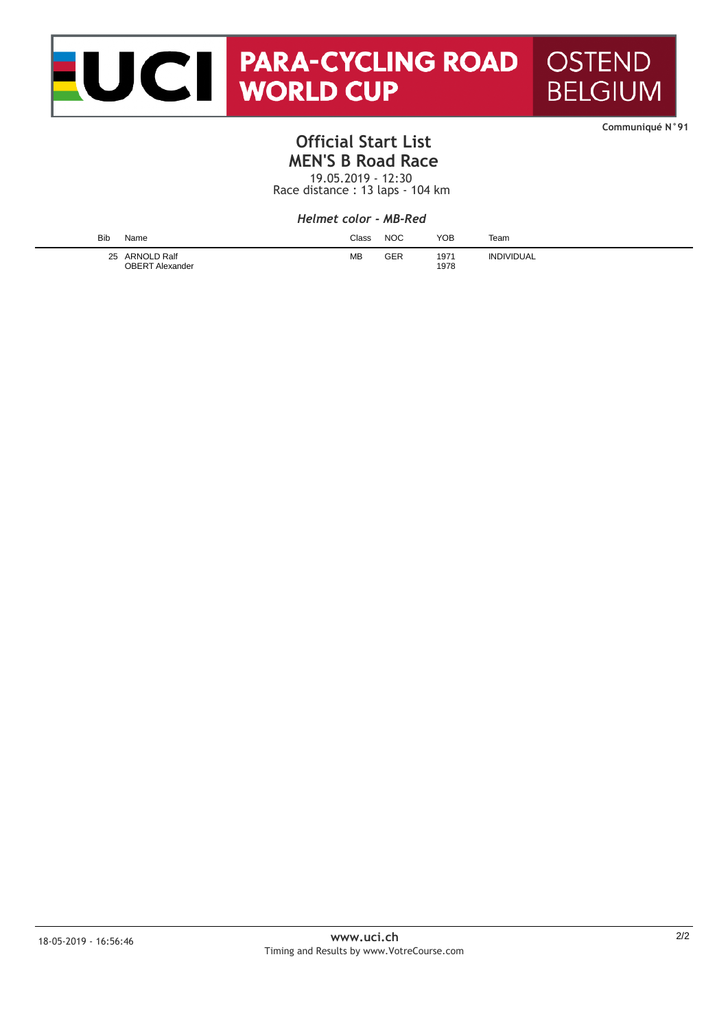# UCI PARA-CYCLING ROAD WORLD CUP OSTEND BELGIUM

**Communiqué N°91**

## Official Start List
## MEN'S B Road Race

19.05.2019 - 12:30
Race distance : 13 laps - 104 km

### *Helmet color - MB-Red*

| Bib | Name | Class | NOC | YOB | Team |
| --- | --- | --- | --- | --- | --- |
| 25 | ARNOLD Ralf<br>OBERT Alexander | MB | GER | 1971<br>1978 | INDIVIDUAL |

18-05-2019 - 16:56:46

**www.uci.ch**
Timing and Results by www.VotreCourse.com